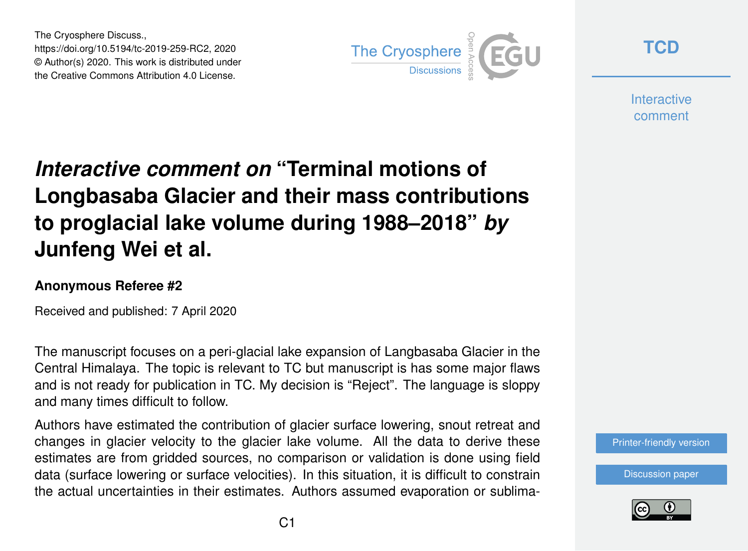The Cryosphere Discuss.,
https://doi.org/10.5194/tc-2019-259-RC2, 2020
© Author(s) 2020. This work is distributed under
the Creative Commons Attribution 4.0 License.

# *Interactive comment on* "Terminal motions of Longbasaba Glacier and their mass contributions to proglacial lake volume during 1988–2018" *by* Junfeng Wei et al.

### Anonymous Referee #2

Received and published: 7 April 2020

The manuscript focuses on a peri-glacial lake expansion of Langbasaba Glacier in the Central Himalaya. The topic is relevant to TC but manuscript is has some major flaws and is not ready for publication in TC. My decision is "Reject". The language is sloppy and many times difficult to follow.

Authors have estimated the contribution of glacier surface lowering, snout retreat and changes in glacier velocity to the glacier lake volume. All the data to derive these estimates are from gridded sources, no comparison or validation is done using field data (surface lowering or surface velocities). In this situation, it is difficult to constrain the actual uncertainties in their estimates. Authors assumed evaporation or sublima-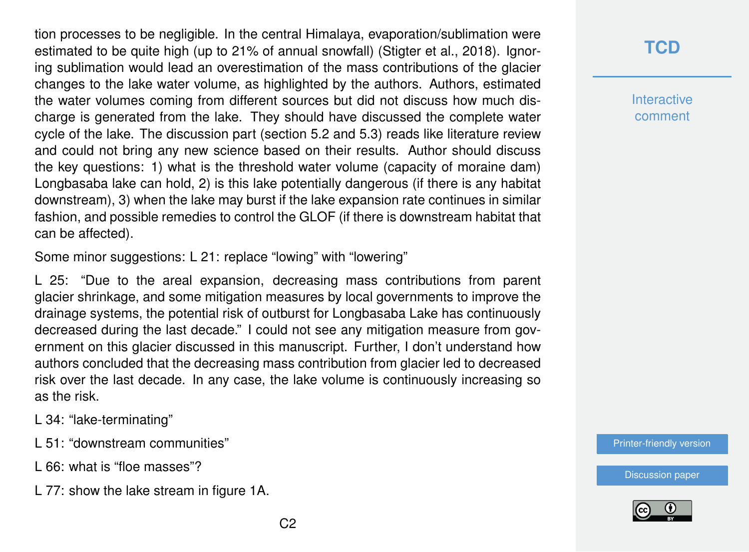tion processes to be negligible. In the central Himalaya, evaporation/sublimation were estimated to be quite high (up to 21% of annual snowfall) (Stigter et al., 2018). Ignoring sublimation would lead an overestimation of the mass contributions of the glacier changes to the lake water volume, as highlighted by the authors. Authors, estimated the water volumes coming from different sources but did not discuss how much discharge is generated from the lake. They should have discussed the complete water cycle of the lake. The discussion part (section 5.2 and 5.3) reads like literature review and could not bring any new science based on their results. Author should discuss the key questions: 1) what is the threshold water volume (capacity of moraine dam) Longbasaba lake can hold, 2) is this lake potentially dangerous (if there is any habitat downstream), 3) when the lake may burst if the lake expansion rate continues in similar fashion, and possible remedies to control the GLOF (if there is downstream habitat that can be affected).

Some minor suggestions: L 21: replace "lowing" with "lowering"

L 25: "Due to the areal expansion, decreasing mass contributions from parent glacier shrinkage, and some mitigation measures by local governments to improve the drainage systems, the potential risk of outburst for Longbasaba Lake has continuously decreased during the last decade." I could not see any mitigation measure from government on this glacier discussed in this manuscript. Further, I don't understand how authors concluded that the decreasing mass contribution from glacier led to decreased risk over the last decade. In any case, the lake volume is continuously increasing so as the risk.

L 34: "lake-terminating"

L 51: "downstream communities"

L 66: what is "floe masses"?

L 77: show the lake stream in figure 1A.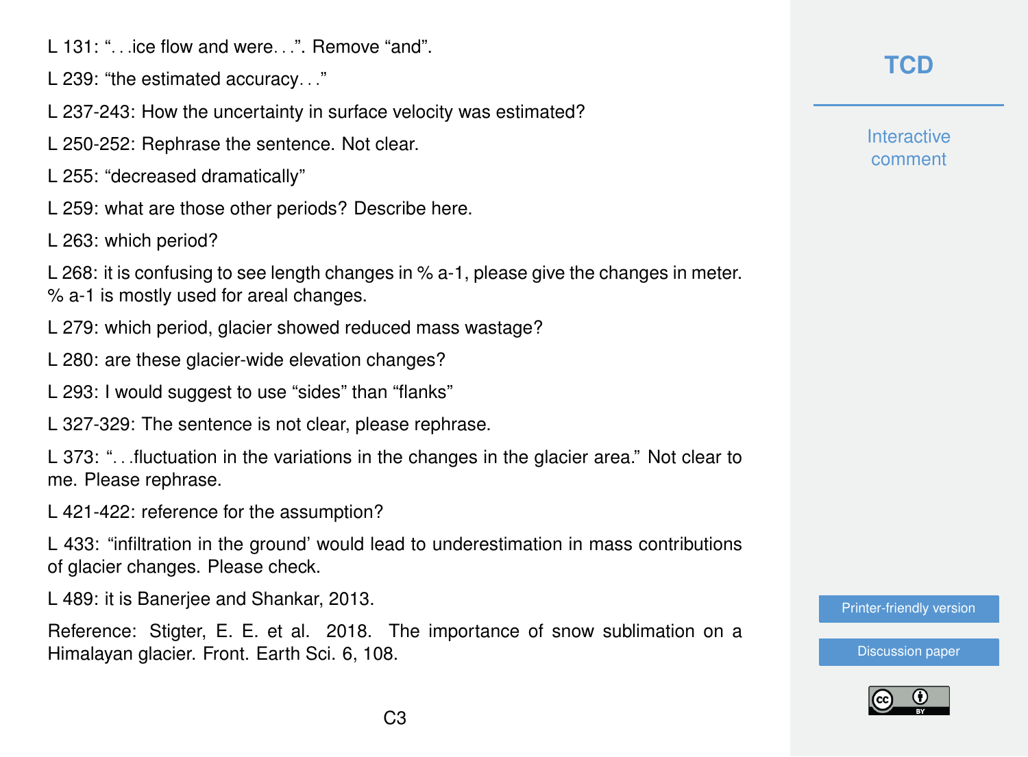L 131: "…ice flow and were…". Remove "and".

L 239: "the estimated accuracy…"

L 237-243: How the uncertainty in surface velocity was estimated?

L 250-252: Rephrase the sentence. Not clear.

L 255: "decreased dramatically"

L 259: what are those other periods? Describe here.

L 263: which period?

L 268: it is confusing to see length changes in % a-1, please give the changes in meter. % a-1 is mostly used for areal changes.

L 279: which period, glacier showed reduced mass wastage?

L 280: are these glacier-wide elevation changes?

L 293: I would suggest to use "sides" than "flanks"

L 327-329: The sentence is not clear, please rephrase.

L 373: "…fluctuation in the variations in the changes in the glacier area." Not clear to me. Please rephrase.

L 421-422: reference for the assumption?

L 433: "infiltration in the ground' would lead to underestimation in mass contributions of glacier changes. Please check.

L 489: it is Banerjee and Shankar, 2013.

Reference: Stigter, E. E. et al. 2018. The importance of snow sublimation on a Himalayan glacier. Front. Earth Sci. 6, 108.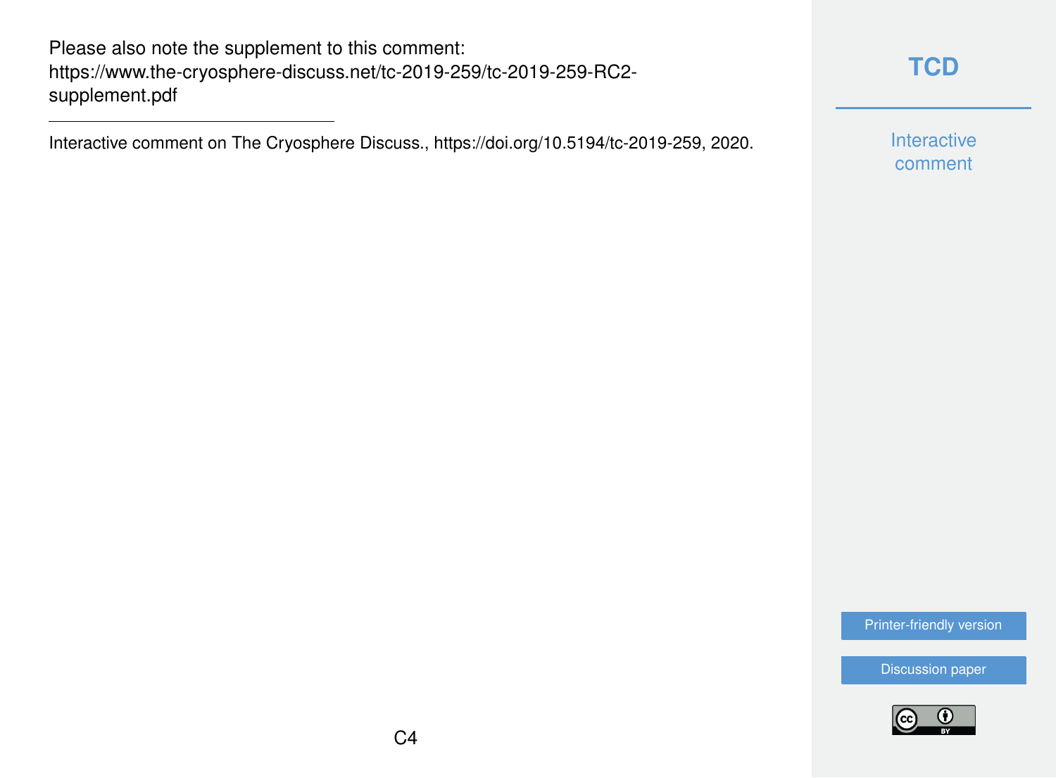Please also note the supplement to this comment:
https://www.the-cryosphere-discuss.net/tc-2019-259/tc-2019-259-RC2-supplement.pdf

---

Interactive comment on The Cryosphere Discuss., https://doi.org/10.5194/tc-2019-259, 2020.